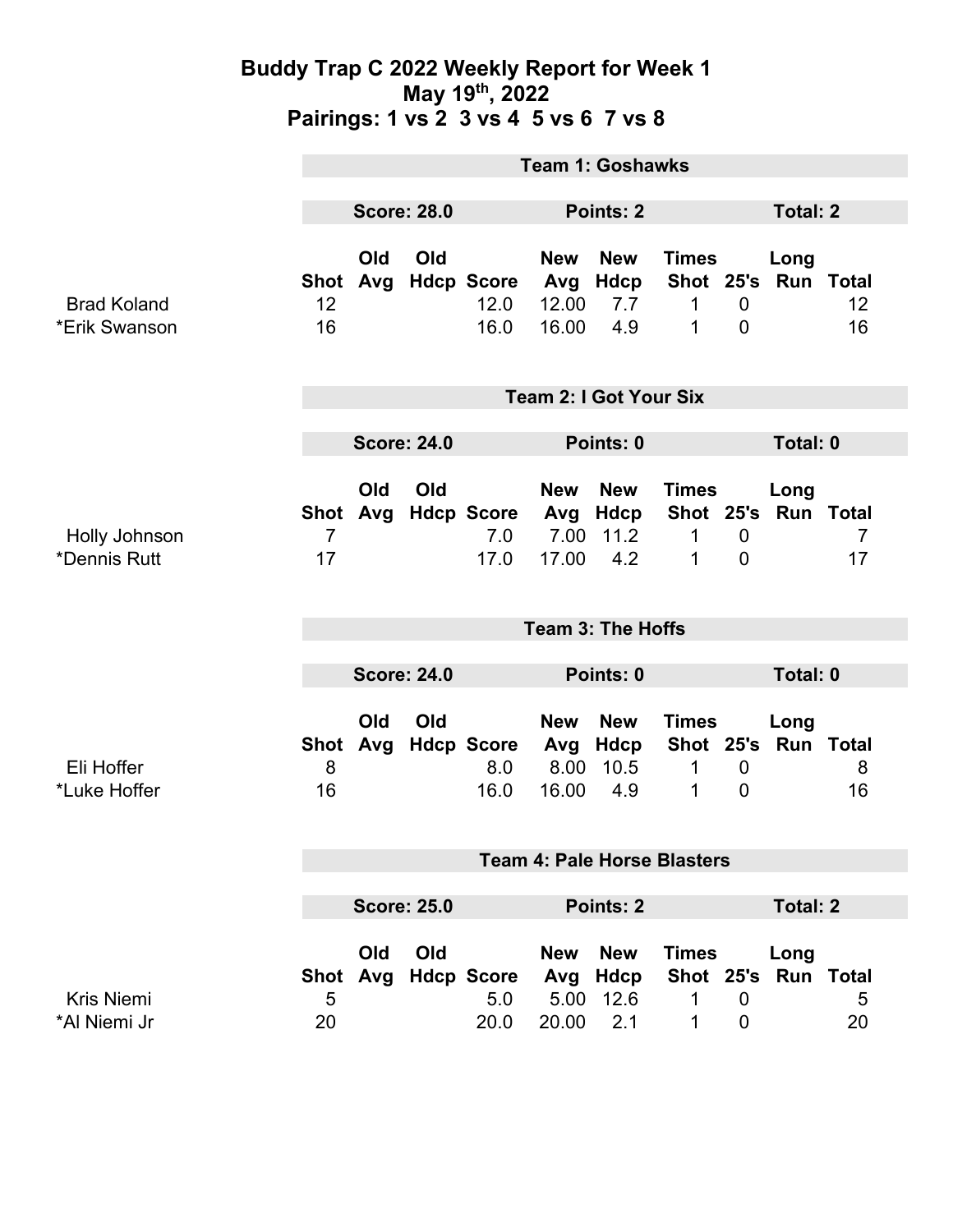# Buddy Trap C 2022 Weekly Report for Week 1
## May 19th, 2022
## Pairings: 1 vs 2 3 vs 4 5 vs 6 7 vs 8

### Team 1: Goshawks

**Score: 28.0** **Points: 2** **Total: 2**

| | Shot | Old Avg | Old Hdcp | Score | New Avg | New Hdcp | Times Shot | 25's | Long Run | Total |
|---|---|---|---|---|---|---|---|---|---|---|
| Brad Koland | 12 | | | 12.0 | 12.00 | 7.7 | 1 | 0 | | 12 |
| *Erik Swanson | 16 | | | 16.0 | 16.00 | 4.9 | 1 | 0 | | 16 |

### Team 2: I Got Your Six

**Score: 24.0** **Points: 0** **Total: 0**

| | Shot | Old Avg | Old Hdcp | Score | New Avg | New Hdcp | Times Shot | 25's | Long Run | Total |
|---|---|---|---|---|---|---|---|---|---|---|
| Holly Johnson | 7 | | | 7.0 | 7.00 | 11.2 | 1 | 0 | | 7 |
| *Dennis Rutt | 17 | | | 17.0 | 17.00 | 4.2 | 1 | 0 | | 17 |

### Team 3: The Hoffs

**Score: 24.0** **Points: 0** **Total: 0**

| | Shot | Old Avg | Old Hdcp | Score | New Avg | New Hdcp | Times Shot | 25's | Long Run | Total |
|---|---|---|---|---|---|---|---|---|---|---|
| Eli Hoffer | 8 | | | 8.0 | 8.00 | 10.5 | 1 | 0 | | 8 |
| *Luke Hoffer | 16 | | | 16.0 | 16.00 | 4.9 | 1 | 0 | | 16 |

### Team 4: Pale Horse Blasters

**Score: 25.0** **Points: 2** **Total: 2**

| | Shot | Old Avg | Old Hdcp | Score | New Avg | New Hdcp | Times Shot | 25's | Long Run | Total |
|---|---|---|---|---|---|---|---|---|---|---|
| Kris Niemi | 5 | | | 5.0 | 5.00 | 12.6 | 1 | 0 | | 5 |
| *Al Niemi Jr | 20 | | | 20.0 | 20.00 | 2.1 | 1 | 0 | | 20 |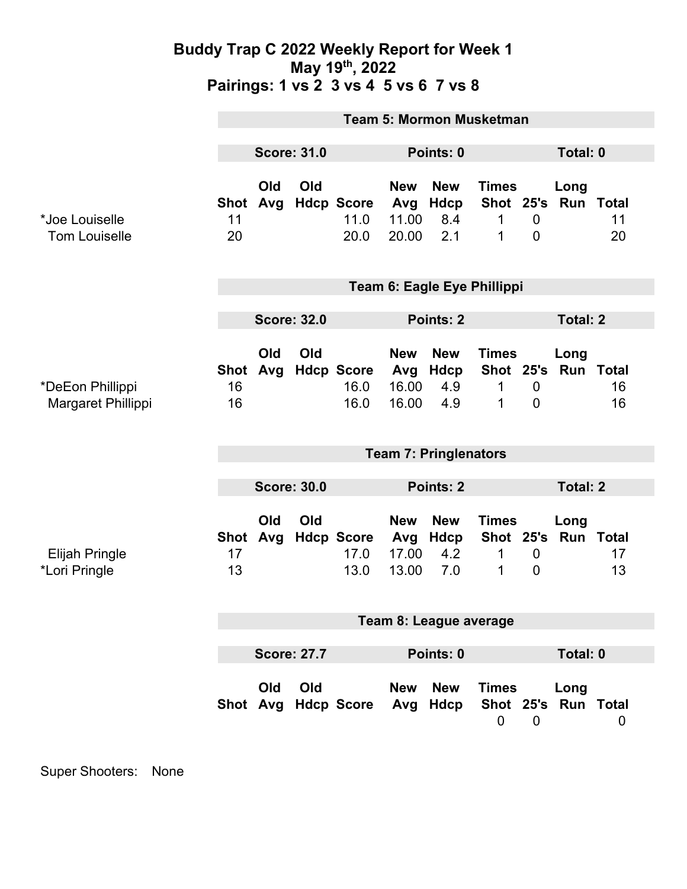# Buddy Trap C 2022 Weekly Report for Week 1
## May 19th, 2022
## Pairings: 1 vs 2  3 vs 4  5 vs 6  7 vs 8

### Team 5: Mormon Musketman

**Score: 31.0** | **Points: 0** | **Total: 0**

| | Shot | Old Avg | Old Hdcp | Score | New Avg | New Hdcp | Times Shot | 25's | Long Run | Total |
|---|---|---|---|---|---|---|---|---|---|---|
| *Joe Louiselle | 11 | | | 11.0 | 11.00 | 8.4 | 1 | 0 | | 11 |
| Tom Louiselle | 20 | | | 20.0 | 20.00 | 2.1 | 1 | 0 | | 20 |

### Team 6: Eagle Eye Phillippi

**Score: 32.0** | **Points: 2** | **Total: 2**

| | Shot | Old Avg | Old Hdcp | Score | New Avg | New Hdcp | Times Shot | 25's | Long Run | Total |
|---|---|---|---|---|---|---|---|---|---|---|
| *DeEon Phillippi | 16 | | | 16.0 | 16.00 | 4.9 | 1 | 0 | | 16 |
| Margaret Phillippi | 16 | | | 16.0 | 16.00 | 4.9 | 1 | 0 | | 16 |

### Team 7: Pringlenators

**Score: 30.0** | **Points: 2** | **Total: 2**

| | Shot | Old Avg | Old Hdcp | Score | New Avg | New Hdcp | Times Shot | 25's | Long Run | Total |
|---|---|---|---|---|---|---|---|---|---|---|
| Elijah Pringle | 17 | | | 17.0 | 17.00 | 4.2 | 1 | 0 | | 17 |
| *Lori Pringle | 13 | | | 13.0 | 13.00 | 7.0 | 1 | 0 | | 13 |

### Team 8: League average

**Score: 27.7** | **Points: 0** | **Total: 0**

| | Shot | Old Avg | Old Hdcp | Score | New Avg | New Hdcp | Times Shot | 25's | Long Run | Total |
|---|---|---|---|---|---|---|---|---|---|---|
| | | | | | | | 0 | 0 | | 0 |

Super Shooters: None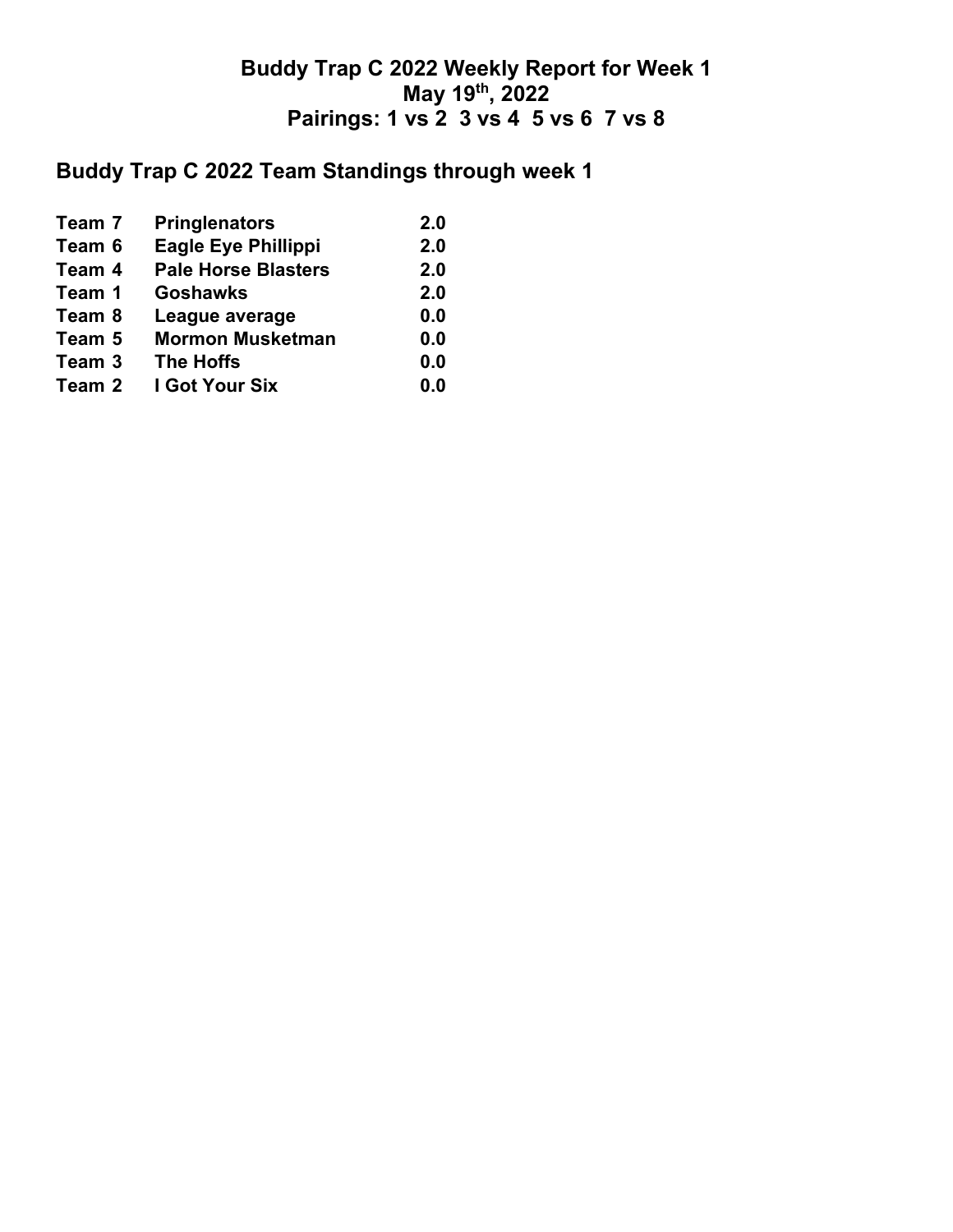# Buddy Trap C 2022 Weekly Report for Week 1
## May 19th, 2022
## Pairings: 1 vs 2 3 vs 4 5 vs 6 7 vs 8

## Buddy Trap C 2022 Team Standings through week 1

| | | |
|---|---|---|
| Team 7 | Pringlenators | 2.0 |
| Team 6 | Eagle Eye Phillippi | 2.0 |
| Team 4 | Pale Horse Blasters | 2.0 |
| Team 1 | Goshawks | 2.0 |
| Team 8 | League average | 0.0 |
| Team 5 | Mormon Musketman | 0.0 |
| Team 3 | The Hoffs | 0.0 |
| Team 2 | I Got Your Six | 0.0 |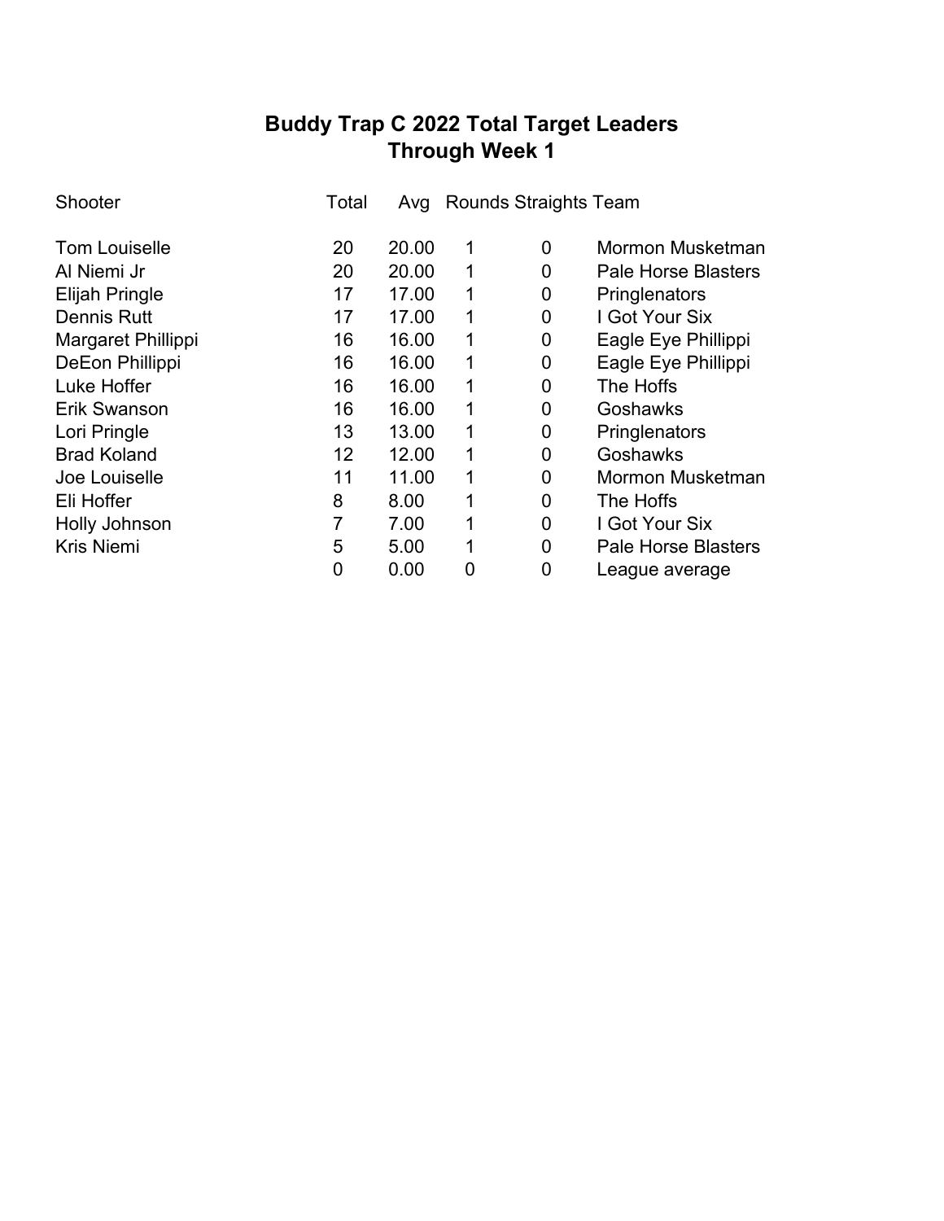# Buddy Trap C 2022 Total Target Leaders
## Through Week 1

| Shooter | Total | Avg | Rounds | Straights | Team |
|---|---|---|---|---|---|
| Tom Louiselle | 20 | 20.00 | 1 | 0 | Mormon Musketman |
| Al Niemi Jr | 20 | 20.00 | 1 | 0 | Pale Horse Blasters |
| Elijah Pringle | 17 | 17.00 | 1 | 0 | Pringlenators |
| Dennis Rutt | 17 | 17.00 | 1 | 0 | I Got Your Six |
| Margaret Phillippi | 16 | 16.00 | 1 | 0 | Eagle Eye Phillippi |
| DeEon Phillippi | 16 | 16.00 | 1 | 0 | Eagle Eye Phillippi |
| Luke Hoffer | 16 | 16.00 | 1 | 0 | The Hoffs |
| Erik Swanson | 16 | 16.00 | 1 | 0 | Goshawks |
| Lori Pringle | 13 | 13.00 | 1 | 0 | Pringlenators |
| Brad Koland | 12 | 12.00 | 1 | 0 | Goshawks |
| Joe Louiselle | 11 | 11.00 | 1 | 0 | Mormon Musketman |
| Eli Hoffer | 8 | 8.00 | 1 | 0 | The Hoffs |
| Holly Johnson | 7 | 7.00 | 1 | 0 | I Got Your Six |
| Kris Niemi | 5 | 5.00 | 1 | 0 | Pale Horse Blasters |
| | 0 | 0.00 | 0 | 0 | League average |